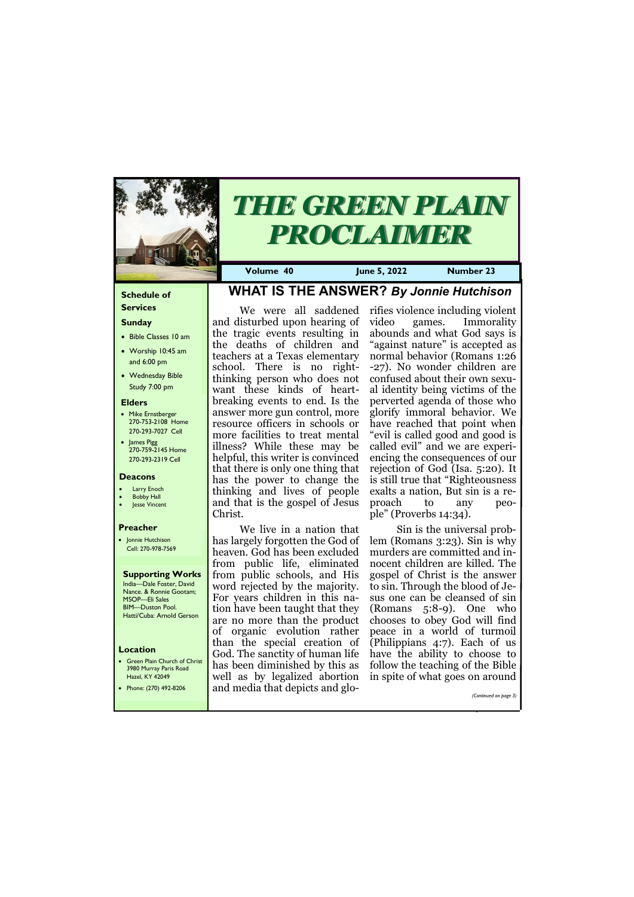# THE GREEN PLAIN PROCLAIMER

**Volume 40** | **June 5, 2022** | **Number 23**

### Schedule of Services

**Sunday**

- Bible Classes 10 am
- Worship 10:45 am and 6:00 pm
- Wednesday Bible Study 7:00 pm

**Elders**

- Mike Ernstberger 270-753-2108 Home 270-293-7027 Cell
- James Pigg 270-759-2145 Home 270-293-2319 Cell

**Deacons**

- Larry Enoch
- Bobby Hall
- Jesse Vincent

**Preacher**

- Jonnie Hutchison Cell: 270-978-7569

**Supporting Works**

India—Dale Foster, David Nance. & Ronnie Gootam; MSOP—Eli Sales BIM—Duston Pool. Hatti/Cuba: Arnold Gerson

**Location**

- Green Plain Church of Christ 3980 Murray Paris Road Hazel, KY 42049
- Phone: (270) 492-8206

## WHAT IS THE ANSWER? *By Jonnie Hutchison*

We were all saddened and disturbed upon hearing of the tragic events resulting in the deaths of children and teachers at a Texas elementary school. There is no right-thinking person who does not want these kinds of heart-breaking events to end. Is the answer more gun control, more resource officers in schools or more facilities to treat mental illness? While these may be helpful, this writer is convinced that there is only one thing that has the power to change the thinking and lives of people and that is the gospel of Jesus Christ.

We live in a nation that has largely forgotten the God of heaven. God has been excluded from public life, eliminated from public schools, and His word rejected by the majority. For years children in this nation have been taught that they are no more than the product of organic evolution rather than the special creation of God. The sanctity of human life has been diminished by this as well as by legalized abortion and media that depicts and glorifies violence including violent video games. Immorality abounds and what God says is "against nature" is accepted as normal behavior (Romans 1:26-27). No wonder children are confused about their own sexual identity being victims of the perverted agenda of those who glorify immoral behavior. We have reached that point when "evil is called good and good is called evil" and we are experiencing the consequences of our rejection of God (Isa. 5:20). It is still true that "Righteousness exalts a nation, But sin is a reproach to any people" (Proverbs 14:34).

Sin is the universal problem (Romans 3:23). Sin is why murders are committed and innocent children are killed. The gospel of Christ is the answer to sin. Through the blood of Jesus one can be cleansed of sin (Romans 5:8-9). One who chooses to obey God will find peace in a world of turmoil (Philippians 4:7). Each of us have the ability to choose to follow the teaching of the Bible in spite of what goes on around

*(Continued on page 3)*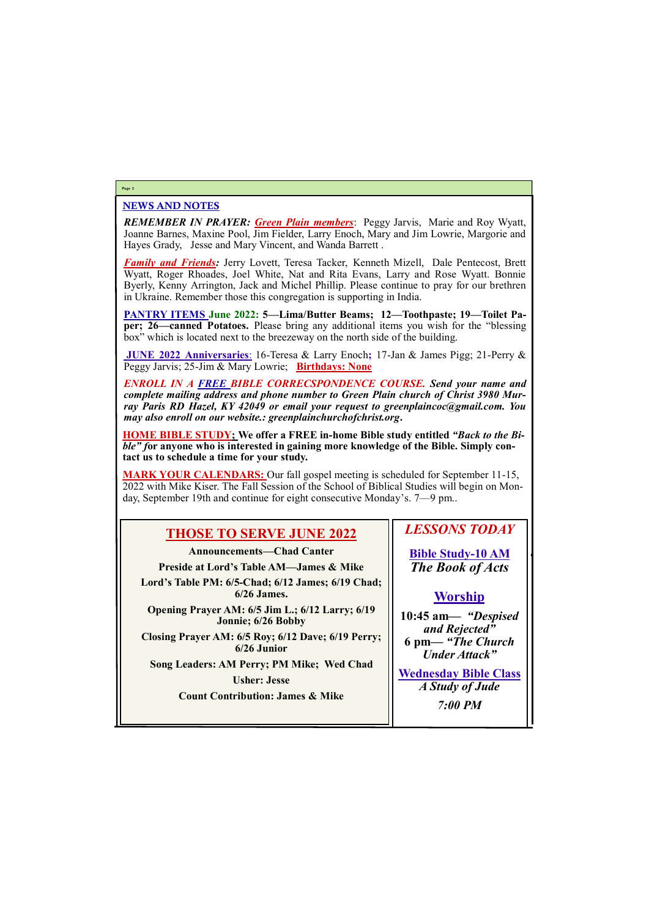## NEWS AND NOTES

***REMEMBER IN PRAYER:*** ***Green Plain members***: Peggy Jarvis, Marie and Roy Wyatt, Joanne Barnes, Maxine Pool, Jim Fielder, Larry Enoch, Mary and Jim Lowrie, Margorie and Hayes Grady, Jesse and Mary Vincent, and Wanda Barrett .

***Family and Friends:*** Jerry Lovett, Teresa Tacker, Kenneth Mizell, Dale Pentecost, Brett Wyatt, Roger Rhoades, Joel White, Nat and Rita Evans, Larry and Rose Wyatt. Bonnie Byerly, Kenny Arrington, Jack and Michel Phillip. Please continue to pray for our brethren in Ukraine. Remember those this congregation is supporting in India.

**PANTRY ITEMS June 2022: 5—Lima/Butter Beams; 12—Toothpaste; 19—Toilet Paper; 26—canned Potatoes.** Please bring any additional items you wish for the "blessing box" which is located next to the breezeway on the north side of the building.

**JUNE 2022 Anniversaries**: 16-Teresa & Larry Enoch; 17-Jan & James Pigg; 21-Perry & Peggy Jarvis; 25-Jim & Mary Lowrie; **Birthdays: None**

***ENROLL IN A FREE BIBLE CORRECSPONDENCE COURSE. Send your name and complete mailing address and phone number to Green Plain church of Christ 3980 Murray Paris RD Hazel, KY 42049 or email your request to greenplaincoc@gmail.com. You may also enroll on our website.: greenplainchurchofchrist.org.***

**HOME BIBLE STUDY; We offer a FREE in-home Bible study entitled *"Back to the Bible" f*or anyone who is interested in gaining more knowledge of the Bible. Simply contact us to schedule a time for your study.**

**MARK YOUR CALENDARS:** Our fall gospel meeting is scheduled for September 11-15, 2022 with Mike Kiser. The Fall Session of the School of Biblical Studies will begin on Monday, September 19th and continue for eight consecutive Monday's. 7—9 pm..

## THOSE TO SERVE JUNE 2022

**Announcements—Chad Canter**

**Preside at Lord's Table AM—James & Mike**

**Lord's Table PM: 6/5-Chad; 6/12 James; 6/19 Chad; 6/26 James.**

**Opening Prayer AM: 6/5 Jim L.; 6/12 Larry; 6/19 Jonnie; 6/26 Bobby**

**Closing Prayer AM: 6/5 Roy; 6/12 Dave; 6/19 Perry; 6/26 Junior**

**Song Leaders: AM Perry; PM Mike; Wed Chad**

**Usher: Jesse**

**Count Contribution: James & Mike**

## *LESSONS TODAY*

**Bible Study-10 AM**
***The Book of Acts***

**Worship**

**10:45 am— *"Despised and Rejected"***
**6 pm— *"The Church Under Attack"***

**Wednesday Bible Class**
***A Study of Jude***

***7:00 PM***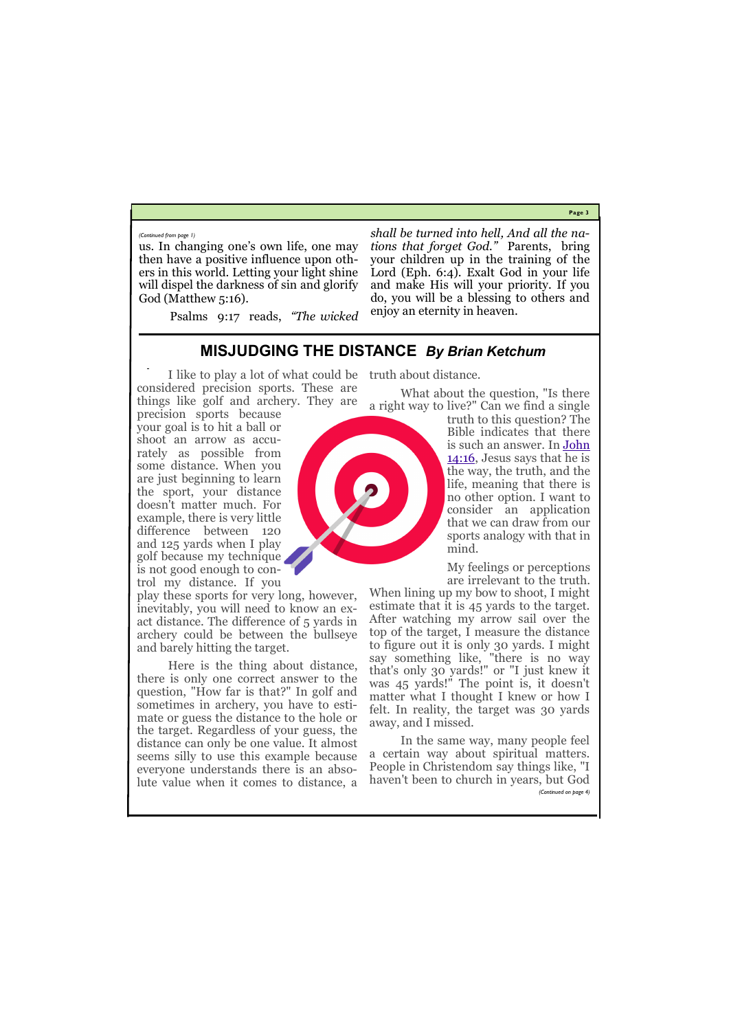*(Continued from page 1)*

us. In changing one's own life, one may then have a positive influence upon others in this world. Letting your light shine will dispel the darkness of sin and glorify God (Matthew 5:16).

Psalms 9:17 reads, *"The wicked shall be turned into hell, And all the nations that forget God."* Parents, bring your children up in the training of the Lord (Eph. 6:4). Exalt God in your life and make His will your priority. If you do, you will be a blessing to others and enjoy an eternity in heaven.

## MISJUDGING THE DISTANCE *By Brian Ketchum*

I like to play a lot of what could be considered precision sports. These are things like golf and archery. They are precision sports because your goal is to hit a ball or shoot an arrow as accurately as possible from some distance. When you are just beginning to learn the sport, your distance doesn't matter much. For example, there is very little difference between 120 and 125 yards when I play golf because my technique is not good enough to control my distance. If you play these sports for very long, however, inevitably, you will need to know an exact distance. The difference of 5 yards in archery could be between the bullseye and barely hitting the target.

Here is the thing about distance, there is only one correct answer to the question, "How far is that?" In golf and sometimes in archery, you have to estimate or guess the distance to the hole or the target. Regardless of your guess, the distance can only be one value. It almost seems silly to use this example because everyone understands there is an absolute value when it comes to distance, a truth about distance.

What about the question, "Is there a right way to live?" Can we find a single truth to this question? The Bible indicates that there is such an answer. In John 14:16, Jesus says that he is the way, the truth, and the life, meaning that there is no other option. I want to consider an application that we can draw from our sports analogy with that in mind.

My feelings or perceptions are irrelevant to the truth. When lining up my bow to shoot, I might estimate that it is 45 yards to the target. After watching my arrow sail over the top of the target, I measure the distance to figure out it is only 30 yards. I might say something like, "there is no way that's only 30 yards!" or "I just knew it was 45 yards!" The point is, it doesn't matter what I thought I knew or how I felt. In reality, the target was 30 yards away, and I missed.

In the same way, many people feel a certain way about spiritual matters. People in Christendom say things like, "I haven't been to church in years, but God

*(Continued on page 4)*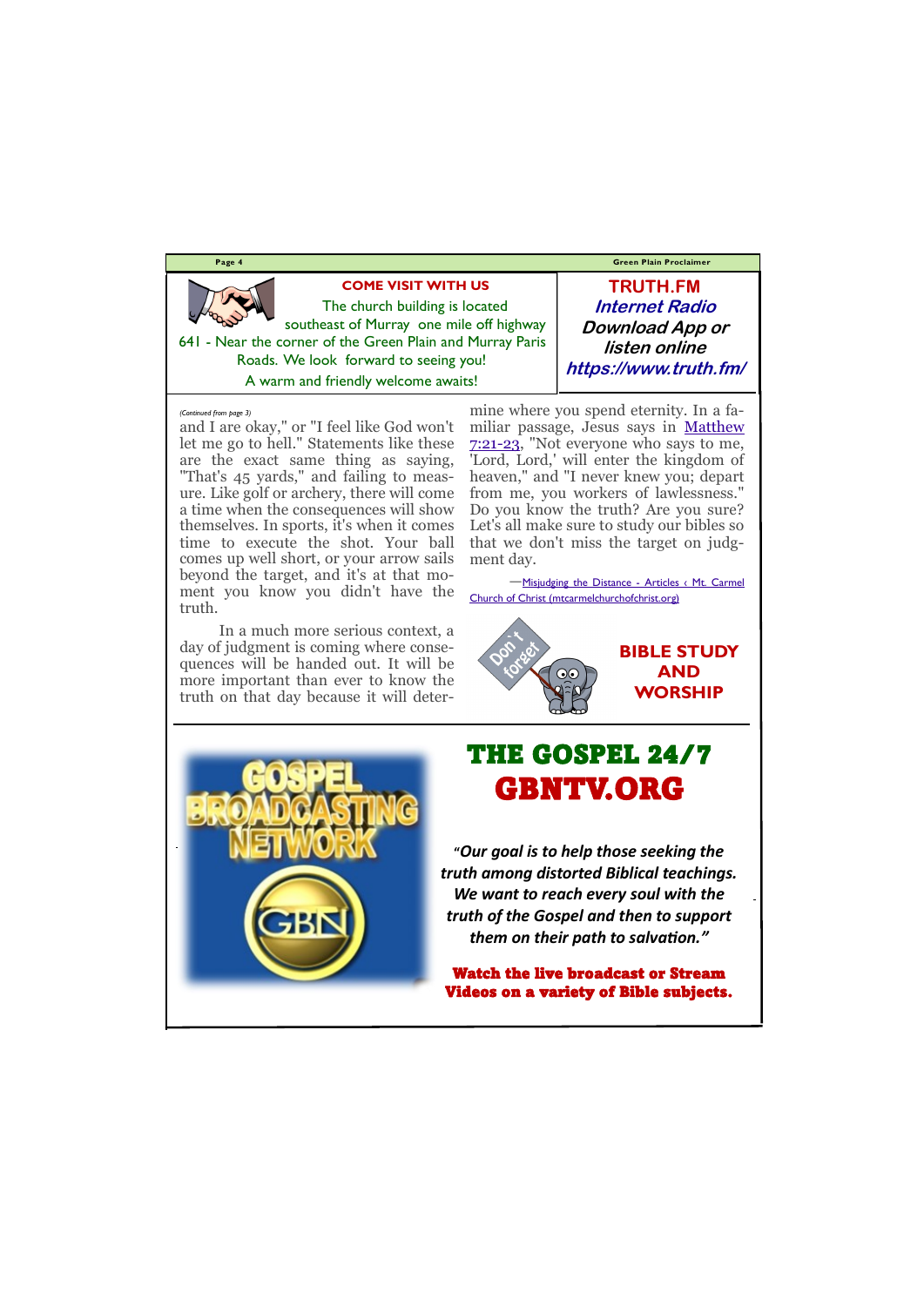## COME VISIT WITH US

The church building is located southeast of Murray one mile off highway 641 - Near the corner of the Green Plain and Murray Paris Roads. We look forward to seeing you!

A warm and friendly welcome awaits!

## TRUTH.FM

*Internet Radio*

***Download App or listen online***

***https://www.truth.fm/***

*(Continued from page 3)*

and I are okay," or "I feel like God won't let me go to hell." Statements like these are the exact same thing as saying, "That's 45 yards," and failing to measure. Like golf or archery, there will come a time when the consequences will show themselves. In sports, it's when it comes time to execute the shot. Your ball comes up well short, or your arrow sails beyond the target, and it's at that moment you know you didn't have the truth.

In a much more serious context, a day of judgment is coming where consequences will be handed out. It will be more important than ever to know the truth on that day because it will determine where you spend eternity. In a familiar passage, Jesus says in Matthew 7:21-23, "Not everyone who says to me, 'Lord, Lord,' will enter the kingdom of heaven," and "I never knew you; depart from me, you workers of lawlessness." Do you know the truth? Are you sure? Let's all make sure to study our bibles so that we don't miss the target on judgment day.

—Misjudging the Distance - Articles ‹ Mt. Carmel Church of Christ (mtcarmelchurchofchrist.org)

Don't forget

**BIBLE STUDY AND WORSHIP**

GOSPEL BROADCASTING NETWORK

GBN

# THE GOSPEL 24/7

# GBNTV.ORG

***"Our goal is to help those seeking the truth among distorted Biblical teachings. We want to reach every soul with the truth of the Gospel and then to support them on their path to salvation."***

**Watch the live broadcast or Stream Videos on a variety of Bible subjects.**